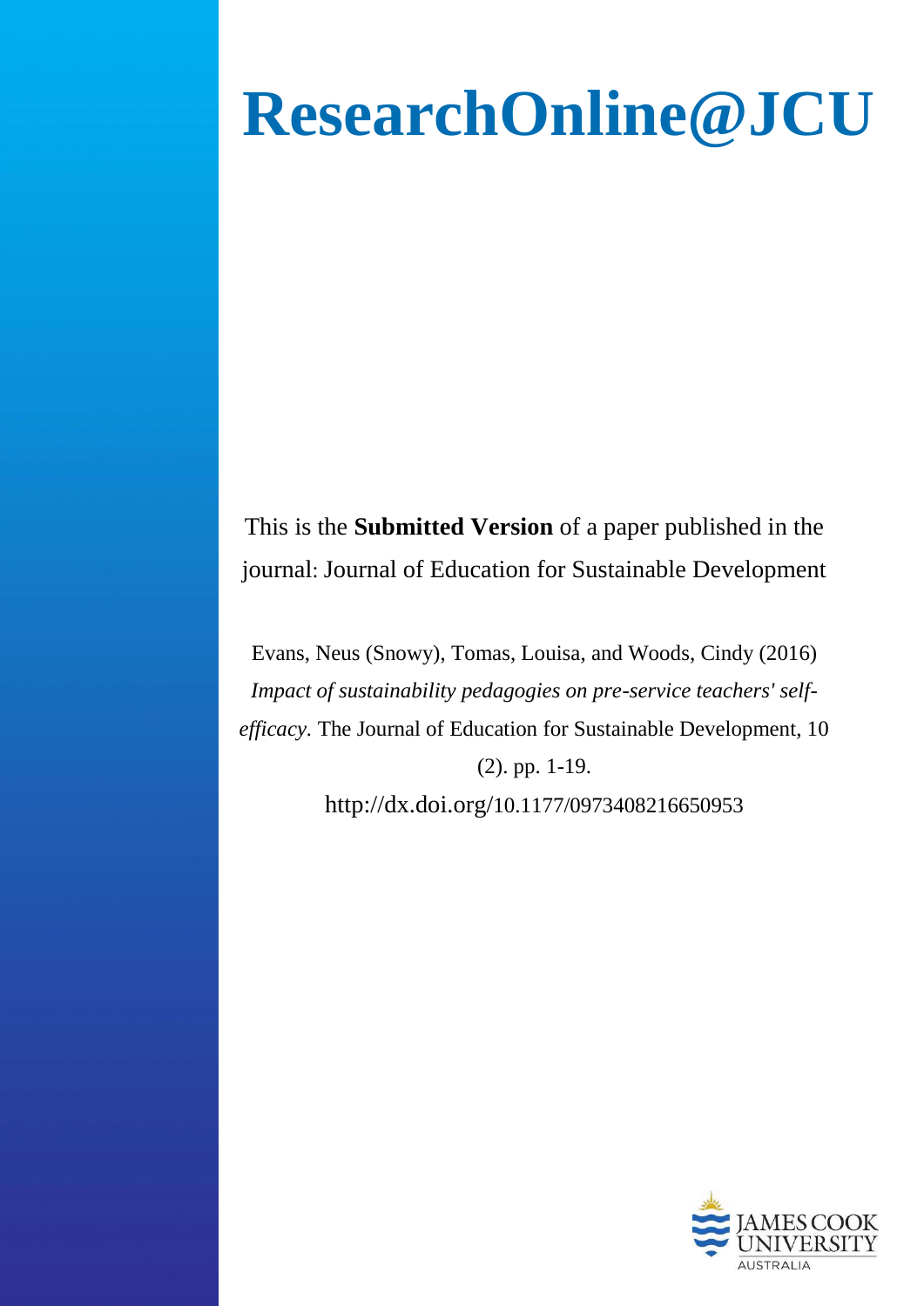# ResearchOnline@JCU

This is the **Submitted Version** of a paper published in the journal: Journal of Education for Sustainable Development

Evans, Neus (Snowy), Tomas, Louisa, and Woods, Cindy (2016) *Impact of sustainability pedagogies on pre-service teachers' self-efficacy.* The Journal of Education for Sustainable Development, 10 (2). pp. 1-19.

http://dx.doi.org/10.1177/0973408216650953

JAMES COOK UNIVERSITY AUSTRALIA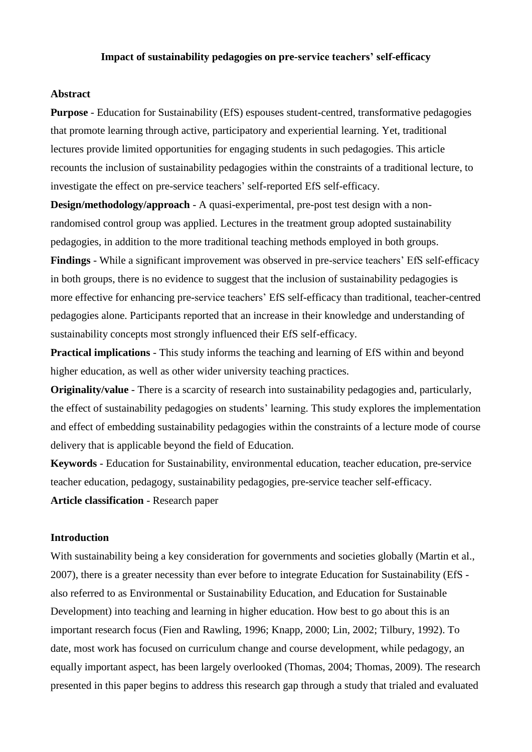**Impact of sustainability pedagogies on pre-service teachers' self-efficacy**

**Abstract**

**Purpose** - Education for Sustainability (EfS) espouses student-centred, transformative pedagogies that promote learning through active, participatory and experiential learning. Yet, traditional lectures provide limited opportunities for engaging students in such pedagogies. This article recounts the inclusion of sustainability pedagogies within the constraints of a traditional lecture, to investigate the effect on pre-service teachers' self-reported EfS self-efficacy.

**Design/methodology/approach** - A quasi-experimental, pre-post test design with a non-randomised control group was applied. Lectures in the treatment group adopted sustainability pedagogies, in addition to the more traditional teaching methods employed in both groups.

**Findings** - While a significant improvement was observed in pre-service teachers' EfS self-efficacy in both groups, there is no evidence to suggest that the inclusion of sustainability pedagogies is more effective for enhancing pre-service teachers' EfS self-efficacy than traditional, teacher-centred pedagogies alone. Participants reported that an increase in their knowledge and understanding of sustainability concepts most strongly influenced their EfS self-efficacy.

**Practical implications** - This study informs the teaching and learning of EfS within and beyond higher education, as well as other wider university teaching practices.

**Originality/value** - There is a scarcity of research into sustainability pedagogies and, particularly, the effect of sustainability pedagogies on students' learning. This study explores the implementation and effect of embedding sustainability pedagogies within the constraints of a lecture mode of course delivery that is applicable beyond the field of Education.

**Keywords** - Education for Sustainability, environmental education, teacher education, pre-service teacher education, pedagogy, sustainability pedagogies, pre-service teacher self-efficacy.

**Article classification** - Research paper

**Introduction**

With sustainability being a key consideration for governments and societies globally (Martin et al., 2007), there is a greater necessity than ever before to integrate Education for Sustainability (EfS - also referred to as Environmental or Sustainability Education, and Education for Sustainable Development) into teaching and learning in higher education. How best to go about this is an important research focus (Fien and Rawling, 1996; Knapp, 2000; Lin, 2002; Tilbury, 1992). To date, most work has focused on curriculum change and course development, while pedagogy, an equally important aspect, has been largely overlooked (Thomas, 2004; Thomas, 2009). The research presented in this paper begins to address this research gap through a study that trialed and evaluated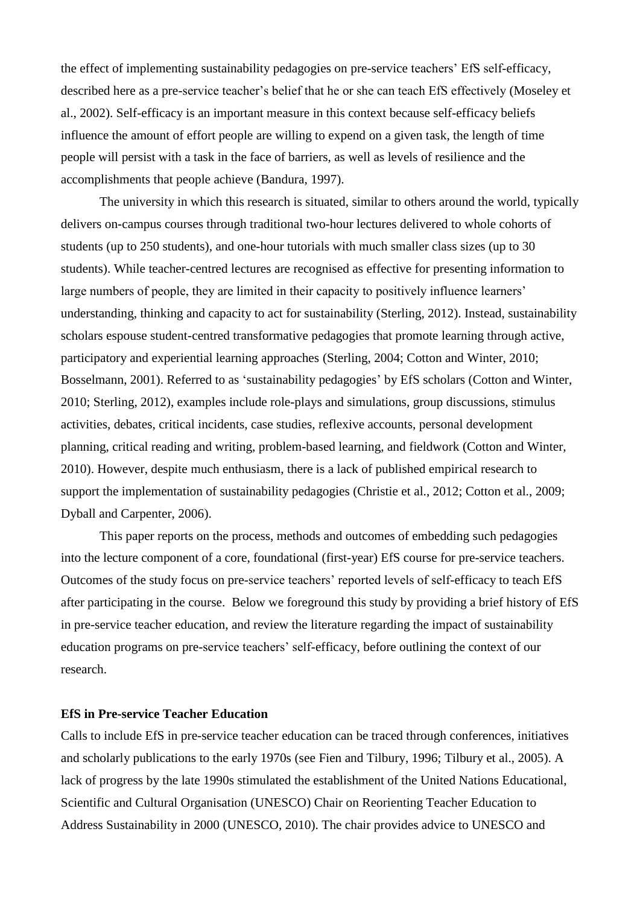the effect of implementing sustainability pedagogies on pre-service teachers' EfS self-efficacy, described here as a pre-service teacher's belief that he or she can teach EfS effectively (Moseley et al., 2002). Self-efficacy is an important measure in this context because self-efficacy beliefs influence the amount of effort people are willing to expend on a given task, the length of time people will persist with a task in the face of barriers, as well as levels of resilience and the accomplishments that people achieve (Bandura, 1997).

The university in which this research is situated, similar to others around the world, typically delivers on-campus courses through traditional two-hour lectures delivered to whole cohorts of students (up to 250 students), and one-hour tutorials with much smaller class sizes (up to 30 students). While teacher-centred lectures are recognised as effective for presenting information to large numbers of people, they are limited in their capacity to positively influence learners' understanding, thinking and capacity to act for sustainability (Sterling, 2012). Instead, sustainability scholars espouse student-centred transformative pedagogies that promote learning through active, participatory and experiential learning approaches (Sterling, 2004; Cotton and Winter, 2010; Bosselmann, 2001). Referred to as 'sustainability pedagogies' by EfS scholars (Cotton and Winter, 2010; Sterling, 2012), examples include role-plays and simulations, group discussions, stimulus activities, debates, critical incidents, case studies, reflexive accounts, personal development planning, critical reading and writing, problem-based learning, and fieldwork (Cotton and Winter, 2010). However, despite much enthusiasm, there is a lack of published empirical research to support the implementation of sustainability pedagogies (Christie et al., 2012; Cotton et al., 2009; Dyball and Carpenter, 2006).

This paper reports on the process, methods and outcomes of embedding such pedagogies into the lecture component of a core, foundational (first-year) EfS course for pre-service teachers. Outcomes of the study focus on pre-service teachers' reported levels of self-efficacy to teach EfS after participating in the course. Below we foreground this study by providing a brief history of EfS in pre-service teacher education, and review the literature regarding the impact of sustainability education programs on pre-service teachers' self-efficacy, before outlining the context of our research.

## EfS in Pre-service Teacher Education

Calls to include EfS in pre-service teacher education can be traced through conferences, initiatives and scholarly publications to the early 1970s (see Fien and Tilbury, 1996; Tilbury et al., 2005). A lack of progress by the late 1990s stimulated the establishment of the United Nations Educational, Scientific and Cultural Organisation (UNESCO) Chair on Reorienting Teacher Education to Address Sustainability in 2000 (UNESCO, 2010). The chair provides advice to UNESCO and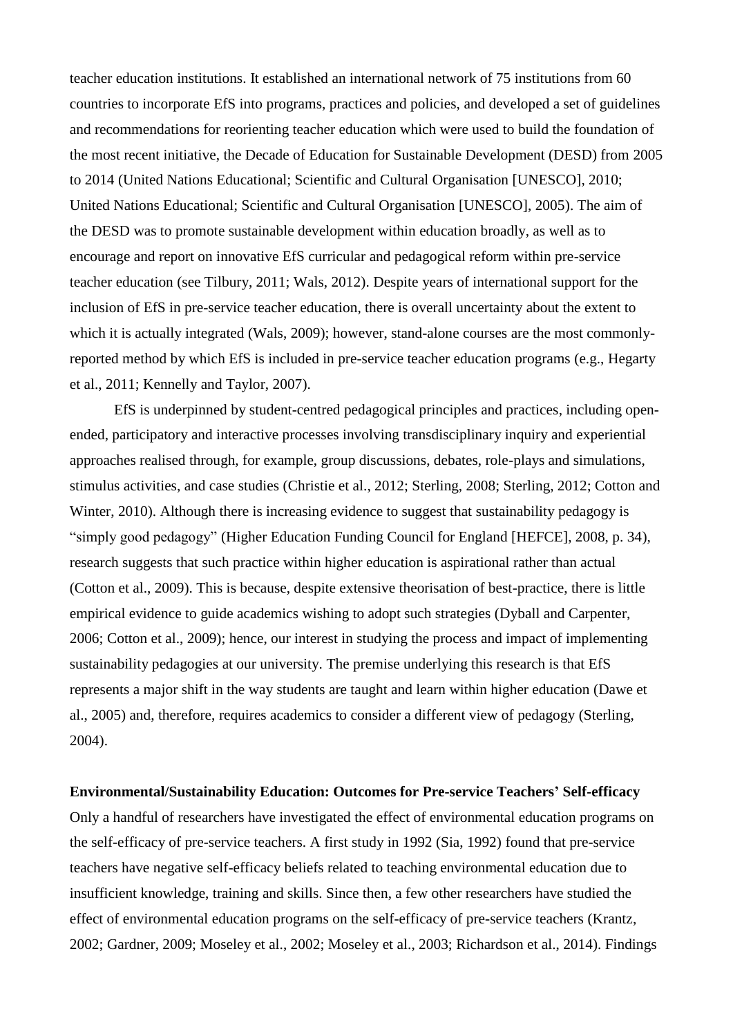teacher education institutions. It established an international network of 75 institutions from 60 countries to incorporate EfS into programs, practices and policies, and developed a set of guidelines and recommendations for reorienting teacher education which were used to build the foundation of the most recent initiative, the Decade of Education for Sustainable Development (DESD) from 2005 to 2014 (United Nations Educational; Scientific and Cultural Organisation [UNESCO], 2010; United Nations Educational; Scientific and Cultural Organisation [UNESCO], 2005). The aim of the DESD was to promote sustainable development within education broadly, as well as to encourage and report on innovative EfS curricular and pedagogical reform within pre-service teacher education (see Tilbury, 2011; Wals, 2012). Despite years of international support for the inclusion of EfS in pre-service teacher education, there is overall uncertainty about the extent to which it is actually integrated (Wals, 2009); however, stand-alone courses are the most commonly-reported method by which EfS is included in pre-service teacher education programs (e.g., Hegarty et al., 2011; Kennelly and Taylor, 2007).

EfS is underpinned by student-centred pedagogical principles and practices, including open-ended, participatory and interactive processes involving transdisciplinary inquiry and experiential approaches realised through, for example, group discussions, debates, role-plays and simulations, stimulus activities, and case studies (Christie et al., 2012; Sterling, 2008; Sterling, 2012; Cotton and Winter, 2010). Although there is increasing evidence to suggest that sustainability pedagogy is "simply good pedagogy" (Higher Education Funding Council for England [HEFCE], 2008, p. 34), research suggests that such practice within higher education is aspirational rather than actual (Cotton et al., 2009). This is because, despite extensive theorisation of best-practice, there is little empirical evidence to guide academics wishing to adopt such strategies (Dyball and Carpenter, 2006; Cotton et al., 2009); hence, our interest in studying the process and impact of implementing sustainability pedagogies at our university. The premise underlying this research is that EfS represents a major shift in the way students are taught and learn within higher education (Dawe et al., 2005) and, therefore, requires academics to consider a different view of pedagogy (Sterling, 2004).

**Environmental/Sustainability Education: Outcomes for Pre-service Teachers' Self-efficacy**

Only a handful of researchers have investigated the effect of environmental education programs on the self-efficacy of pre-service teachers. A first study in 1992 (Sia, 1992) found that pre-service teachers have negative self-efficacy beliefs related to teaching environmental education due to insufficient knowledge, training and skills. Since then, a few other researchers have studied the effect of environmental education programs on the self-efficacy of pre-service teachers (Krantz, 2002; Gardner, 2009; Moseley et al., 2002; Moseley et al., 2003; Richardson et al., 2014). Findings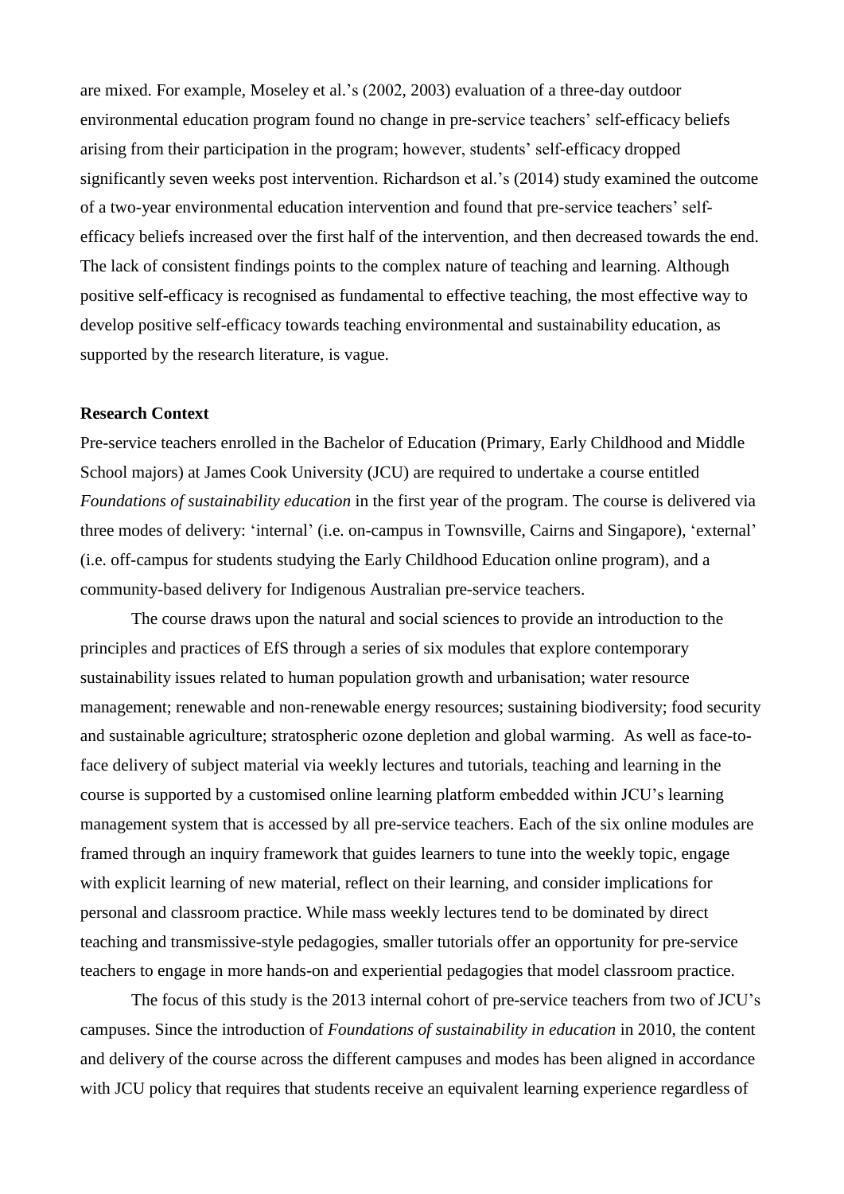are mixed. For example, Moseley et al.'s (2002, 2003) evaluation of a three-day outdoor environmental education program found no change in pre-service teachers' self-efficacy beliefs arising from their participation in the program; however, students' self-efficacy dropped significantly seven weeks post intervention. Richardson et al.'s (2014) study examined the outcome of a two-year environmental education intervention and found that pre-service teachers' self-efficacy beliefs increased over the first half of the intervention, and then decreased towards the end. The lack of consistent findings points to the complex nature of teaching and learning. Although positive self-efficacy is recognised as fundamental to effective teaching, the most effective way to develop positive self-efficacy towards teaching environmental and sustainability education, as supported by the research literature, is vague.

**Research Context**

Pre-service teachers enrolled in the Bachelor of Education (Primary, Early Childhood and Middle School majors) at James Cook University (JCU) are required to undertake a course entitled *Foundations of sustainability education* in the first year of the program. The course is delivered via three modes of delivery: 'internal' (i.e. on-campus in Townsville, Cairns and Singapore), 'external' (i.e. off-campus for students studying the Early Childhood Education online program), and a community-based delivery for Indigenous Australian pre-service teachers.

The course draws upon the natural and social sciences to provide an introduction to the principles and practices of EfS through a series of six modules that explore contemporary sustainability issues related to human population growth and urbanisation; water resource management; renewable and non-renewable energy resources; sustaining biodiversity; food security and sustainable agriculture; stratospheric ozone depletion and global warming. As well as face-to-face delivery of subject material via weekly lectures and tutorials, teaching and learning in the course is supported by a customised online learning platform embedded within JCU's learning management system that is accessed by all pre-service teachers. Each of the six online modules are framed through an inquiry framework that guides learners to tune into the weekly topic, engage with explicit learning of new material, reflect on their learning, and consider implications for personal and classroom practice. While mass weekly lectures tend to be dominated by direct teaching and transmissive-style pedagogies, smaller tutorials offer an opportunity for pre-service teachers to engage in more hands-on and experiential pedagogies that model classroom practice.

The focus of this study is the 2013 internal cohort of pre-service teachers from two of JCU's campuses. Since the introduction of *Foundations of sustainability in education* in 2010, the content and delivery of the course across the different campuses and modes has been aligned in accordance with JCU policy that requires that students receive an equivalent learning experience regardless of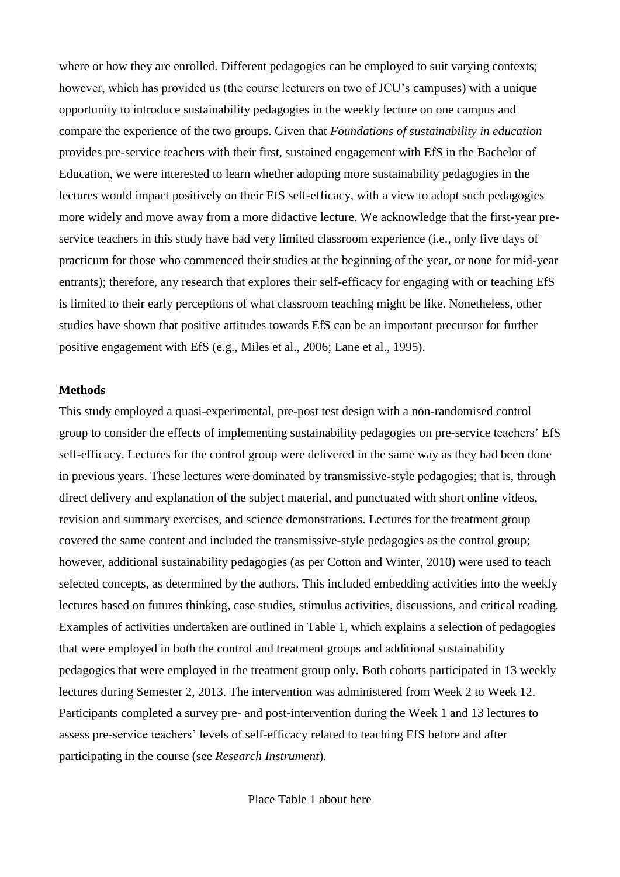where or how they are enrolled. Different pedagogies can be employed to suit varying contexts; however, which has provided us (the course lecturers on two of JCU's campuses) with a unique opportunity to introduce sustainability pedagogies in the weekly lecture on one campus and compare the experience of the two groups. Given that *Foundations of sustainability in education* provides pre-service teachers with their first, sustained engagement with EfS in the Bachelor of Education, we were interested to learn whether adopting more sustainability pedagogies in the lectures would impact positively on their EfS self-efficacy, with a view to adopt such pedagogies more widely and move away from a more didactive lecture. We acknowledge that the first-year pre-service teachers in this study have had very limited classroom experience (i.e., only five days of practicum for those who commenced their studies at the beginning of the year, or none for mid-year entrants); therefore, any research that explores their self-efficacy for engaging with or teaching EfS is limited to their early perceptions of what classroom teaching might be like. Nonetheless, other studies have shown that positive attitudes towards EfS can be an important precursor for further positive engagement with EfS (e.g., Miles et al., 2006; Lane et al., 1995).

**Methods**

This study employed a quasi-experimental, pre-post test design with a non-randomised control group to consider the effects of implementing sustainability pedagogies on pre-service teachers' EfS self-efficacy. Lectures for the control group were delivered in the same way as they had been done in previous years. These lectures were dominated by transmissive-style pedagogies; that is, through direct delivery and explanation of the subject material, and punctuated with short online videos, revision and summary exercises, and science demonstrations. Lectures for the treatment group covered the same content and included the transmissive-style pedagogies as the control group; however, additional sustainability pedagogies (as per Cotton and Winter, 2010) were used to teach selected concepts, as determined by the authors. This included embedding activities into the weekly lectures based on futures thinking, case studies, stimulus activities, discussions, and critical reading. Examples of activities undertaken are outlined in Table 1, which explains a selection of pedagogies that were employed in both the control and treatment groups and additional sustainability pedagogies that were employed in the treatment group only. Both cohorts participated in 13 weekly lectures during Semester 2, 2013. The intervention was administered from Week 2 to Week 12. Participants completed a survey pre- and post-intervention during the Week 1 and 13 lectures to assess pre-service teachers' levels of self-efficacy related to teaching EfS before and after participating in the course (see *Research Instrument*).

Place Table 1 about here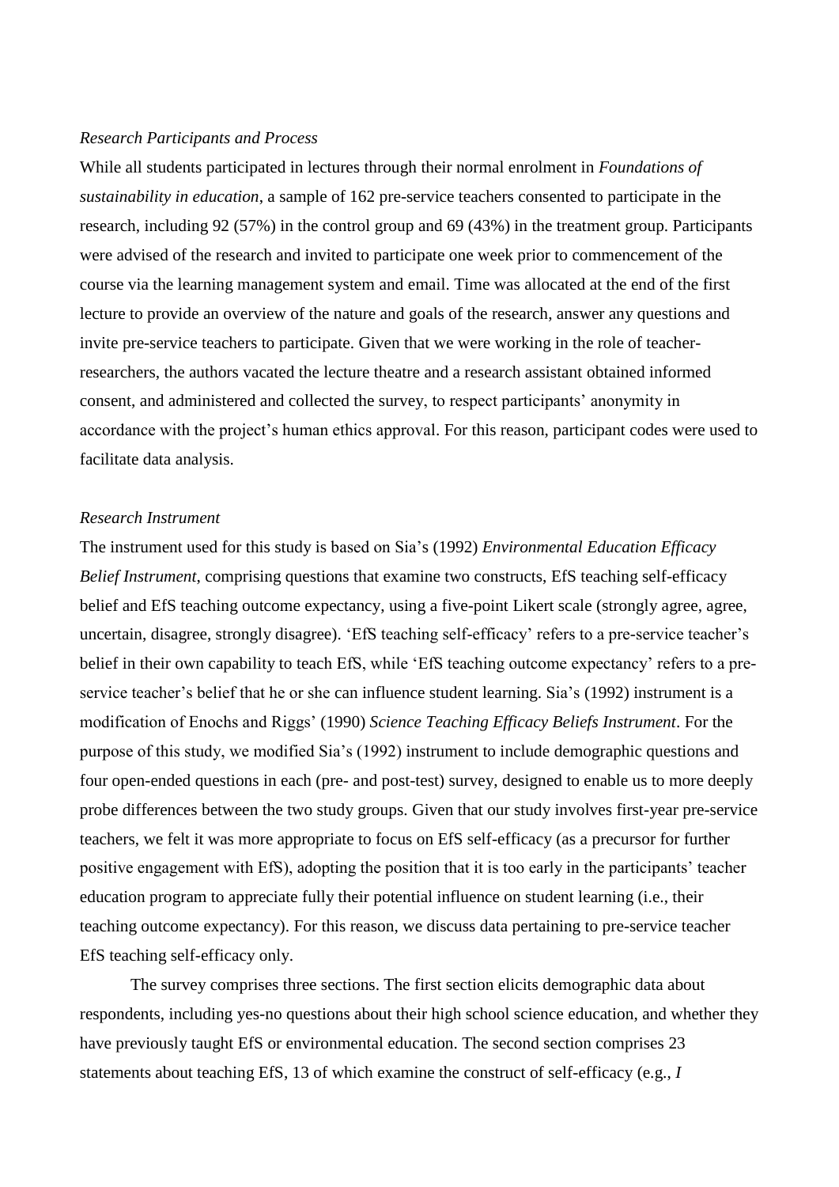*Research Participants and Process*

While all students participated in lectures through their normal enrolment in *Foundations of sustainability in education*, a sample of 162 pre-service teachers consented to participate in the research, including 92 (57%) in the control group and 69 (43%) in the treatment group. Participants were advised of the research and invited to participate one week prior to commencement of the course via the learning management system and email. Time was allocated at the end of the first lecture to provide an overview of the nature and goals of the research, answer any questions and invite pre-service teachers to participate. Given that we were working in the role of teacher-researchers, the authors vacated the lecture theatre and a research assistant obtained informed consent, and administered and collected the survey, to respect participants' anonymity in accordance with the project's human ethics approval. For this reason, participant codes were used to facilitate data analysis.

*Research Instrument*

The instrument used for this study is based on Sia's (1992) *Environmental Education Efficacy Belief Instrument*, comprising questions that examine two constructs, EfS teaching self-efficacy belief and EfS teaching outcome expectancy, using a five-point Likert scale (strongly agree, agree, uncertain, disagree, strongly disagree). 'EfS teaching self-efficacy' refers to a pre-service teacher's belief in their own capability to teach EfS, while 'EfS teaching outcome expectancy' refers to a pre-service teacher's belief that he or she can influence student learning. Sia's (1992) instrument is a modification of Enochs and Riggs' (1990) *Science Teaching Efficacy Beliefs Instrument*. For the purpose of this study, we modified Sia's (1992) instrument to include demographic questions and four open-ended questions in each (pre- and post-test) survey, designed to enable us to more deeply probe differences between the two study groups. Given that our study involves first-year pre-service teachers, we felt it was more appropriate to focus on EfS self-efficacy (as a precursor for further positive engagement with EfS), adopting the position that it is too early in the participants' teacher education program to appreciate fully their potential influence on student learning (i.e., their teaching outcome expectancy). For this reason, we discuss data pertaining to pre-service teacher EfS teaching self-efficacy only.

The survey comprises three sections. The first section elicits demographic data about respondents, including yes-no questions about their high school science education, and whether they have previously taught EfS or environmental education. The second section comprises 23 statements about teaching EfS, 13 of which examine the construct of self-efficacy (e.g., *I*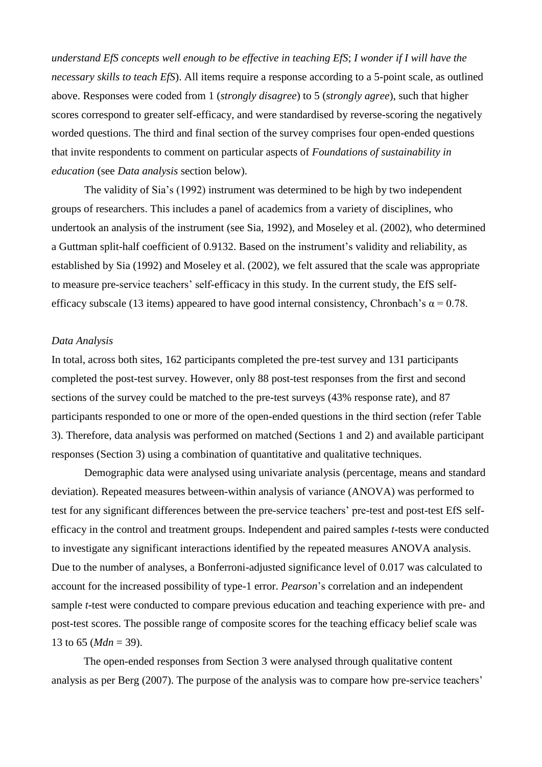*understand EfS concepts well enough to be effective in teaching EfS*; *I wonder if I will have the necessary skills to teach EfS*). All items require a response according to a 5-point scale, as outlined above. Responses were coded from 1 (*strongly disagree*) to 5 (*strongly agree*), such that higher scores correspond to greater self-efficacy, and were standardised by reverse-scoring the negatively worded questions. The third and final section of the survey comprises four open-ended questions that invite respondents to comment on particular aspects of *Foundations of sustainability in education* (see *Data analysis* section below).

The validity of Sia's (1992) instrument was determined to be high by two independent groups of researchers. This includes a panel of academics from a variety of disciplines, who undertook an analysis of the instrument (see Sia, 1992), and Moseley et al. (2002), who determined a Guttman split-half coefficient of 0.9132. Based on the instrument's validity and reliability, as established by Sia (1992) and Moseley et al. (2002), we felt assured that the scale was appropriate to measure pre-service teachers' self-efficacy in this study. In the current study, the EfS self-efficacy subscale (13 items) appeared to have good internal consistency, Chronbach's $\alpha = 0.78$.

*Data Analysis*

In total, across both sites, 162 participants completed the pre-test survey and 131 participants completed the post-test survey. However, only 88 post-test responses from the first and second sections of the survey could be matched to the pre-test surveys (43% response rate), and 87 participants responded to one or more of the open-ended questions in the third section (refer Table 3). Therefore, data analysis was performed on matched (Sections 1 and 2) and available participant responses (Section 3) using a combination of quantitative and qualitative techniques.

Demographic data were analysed using univariate analysis (percentage, means and standard deviation). Repeated measures between-within analysis of variance (ANOVA) was performed to test for any significant differences between the pre-service teachers' pre-test and post-test EfS self-efficacy in the control and treatment groups. Independent and paired samples *t*-tests were conducted to investigate any significant interactions identified by the repeated measures ANOVA analysis. Due to the number of analyses, a Bonferroni-adjusted significance level of 0.017 was calculated to account for the increased possibility of type-1 error. *Pearson*'s correlation and an independent sample *t*-test were conducted to compare previous education and teaching experience with pre- and post-test scores. The possible range of composite scores for the teaching efficacy belief scale was 13 to 65 ($Mdn = 39$).

The open-ended responses from Section 3 were analysed through qualitative content analysis as per Berg (2007). The purpose of the analysis was to compare how pre-service teachers'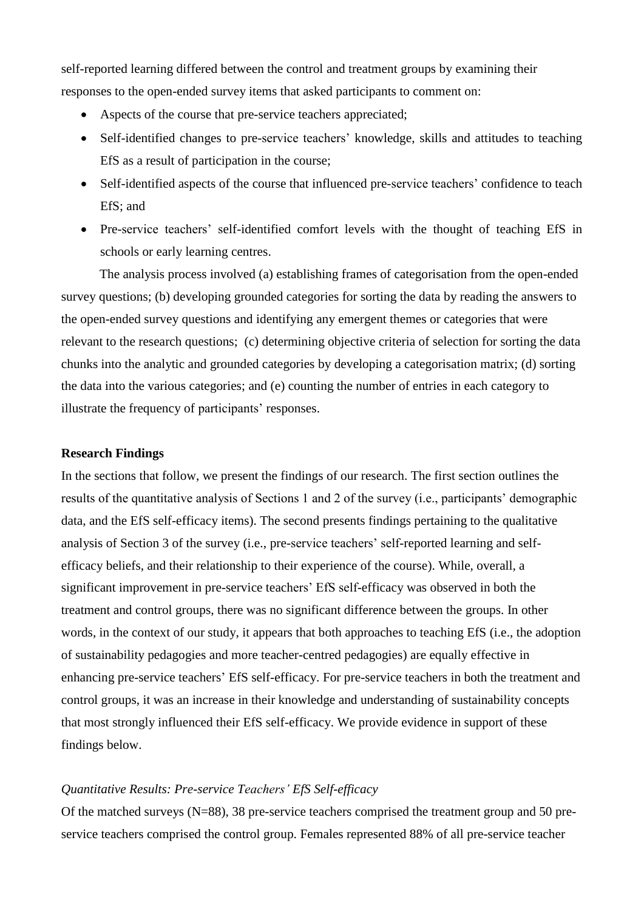self-reported learning differed between the control and treatment groups by examining their responses to the open-ended survey items that asked participants to comment on:

- Aspects of the course that pre-service teachers appreciated;
- Self-identified changes to pre-service teachers' knowledge, skills and attitudes to teaching EfS as a result of participation in the course;
- Self-identified aspects of the course that influenced pre-service teachers' confidence to teach EfS; and
- Pre-service teachers' self-identified comfort levels with the thought of teaching EfS in schools or early learning centres.

The analysis process involved (a) establishing frames of categorisation from the open-ended survey questions; (b) developing grounded categories for sorting the data by reading the answers to the open-ended survey questions and identifying any emergent themes or categories that were relevant to the research questions; (c) determining objective criteria of selection for sorting the data chunks into the analytic and grounded categories by developing a categorisation matrix; (d) sorting the data into the various categories; and (e) counting the number of entries in each category to illustrate the frequency of participants' responses.

**Research Findings**

In the sections that follow, we present the findings of our research. The first section outlines the results of the quantitative analysis of Sections 1 and 2 of the survey (i.e., participants' demographic data, and the EfS self-efficacy items). The second presents findings pertaining to the qualitative analysis of Section 3 of the survey (i.e., pre-service teachers' self-reported learning and self-efficacy beliefs, and their relationship to their experience of the course). While, overall, a significant improvement in pre-service teachers' EfS self-efficacy was observed in both the treatment and control groups, there was no significant difference between the groups. In other words, in the context of our study, it appears that both approaches to teaching EfS (i.e., the adoption of sustainability pedagogies and more teacher-centred pedagogies) are equally effective in enhancing pre-service teachers' EfS self-efficacy. For pre-service teachers in both the treatment and control groups, it was an increase in their knowledge and understanding of sustainability concepts that most strongly influenced their EfS self-efficacy. We provide evidence in support of these findings below.

*Quantitative Results: Pre-service Teachers' EfS Self-efficacy*

Of the matched surveys (N=88), 38 pre-service teachers comprised the treatment group and 50 pre-service teachers comprised the control group. Females represented 88% of all pre-service teacher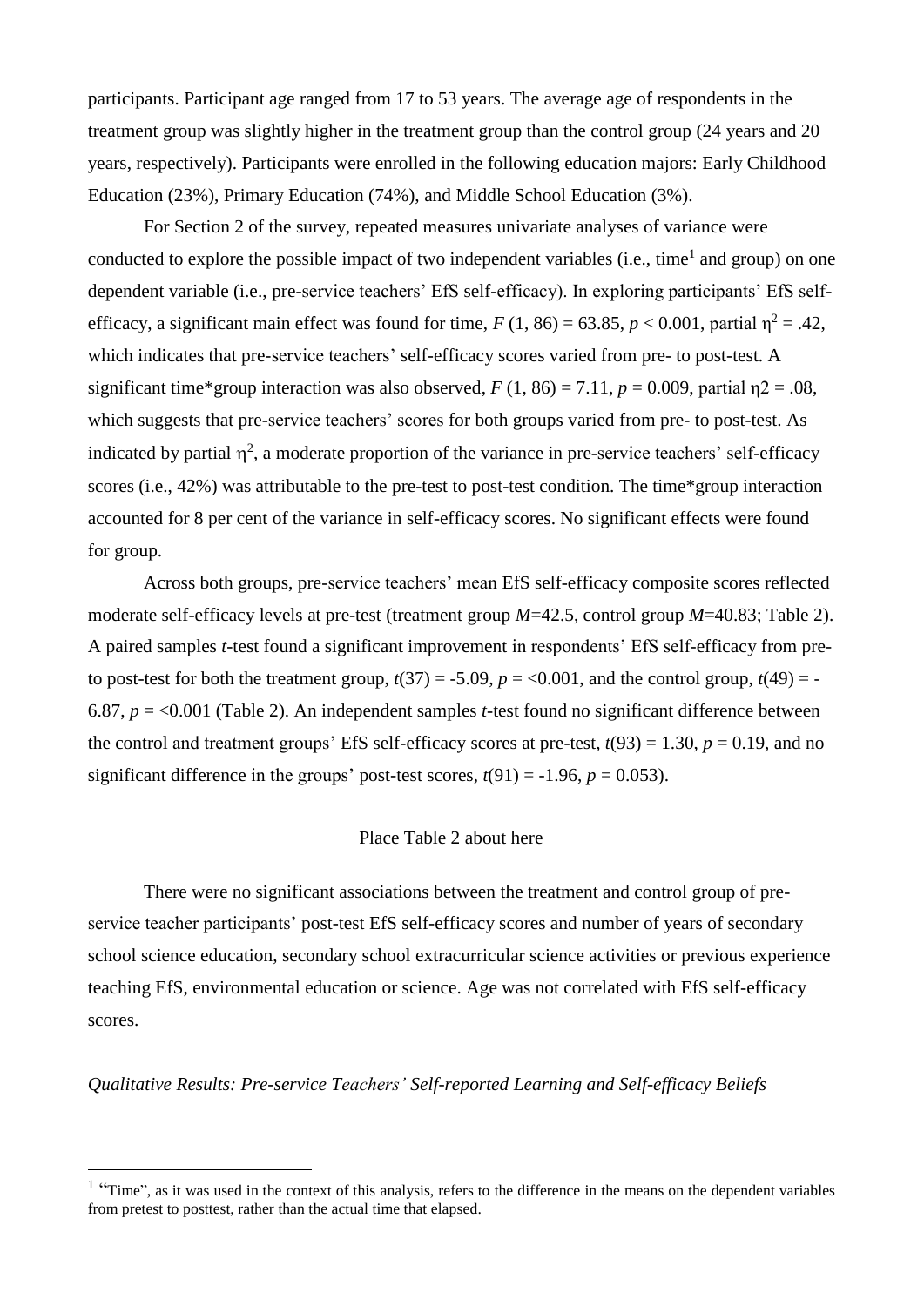participants. Participant age ranged from 17 to 53 years. The average age of respondents in the treatment group was slightly higher in the treatment group than the control group (24 years and 20 years, respectively). Participants were enrolled in the following education majors: Early Childhood Education (23%), Primary Education (74%), and Middle School Education (3%).

For Section 2 of the survey, repeated measures univariate analyses of variance were conducted to explore the possible impact of two independent variables (i.e., time[1] and group) on one dependent variable (i.e., pre-service teachers' EfS self-efficacy). In exploring participants' EfS self-efficacy, a significant main effect was found for time, $F$ (1, 86) = 63.85, $p$ < 0.001, partial $\eta^2$ = .42, which indicates that pre-service teachers' self-efficacy scores varied from pre- to post-test. A significant time*group interaction was also observed, $F$ (1, 86) = 7.11, $p$ = 0.009, partial η2 = .08, which suggests that pre-service teachers' scores for both groups varied from pre- to post-test. As indicated by partial $\eta^2$, a moderate proportion of the variance in pre-service teachers' self-efficacy scores (i.e., 42%) was attributable to the pre-test to post-test condition. The time*group interaction accounted for 8 per cent of the variance in self-efficacy scores. No significant effects were found for group.

Across both groups, pre-service teachers' mean EfS self-efficacy composite scores reflected moderate self-efficacy levels at pre-test (treatment group $M$=42.5, control group $M$=40.83; Table 2). A paired samples $t$-test found a significant improvement in respondents' EfS self-efficacy from pre- to post-test for both the treatment group, $t$(37) = -5.09, $p$ = <0.001, and the control group, $t$(49) = -6.87, $p$ = <0.001 (Table 2). An independent samples $t$-test found no significant difference between the control and treatment groups' EfS self-efficacy scores at pre-test, $t$(93) = 1.30, $p$ = 0.19, and no significant difference in the groups' post-test scores, $t$(91) = -1.96, $p$ = 0.053).

Place Table 2 about here

There were no significant associations between the treatment and control group of pre-service teacher participants' post-test EfS self-efficacy scores and number of years of secondary school science education, secondary school extracurricular science activities or previous experience teaching EfS, environmental education or science. Age was not correlated with EfS self-efficacy scores.

*Qualitative Results: Pre-service Teachers' Self-reported Learning and Self-efficacy Beliefs*

[1] "Time", as it was used in the context of this analysis, refers to the difference in the means on the dependent variables from pretest to posttest, rather than the actual time that elapsed.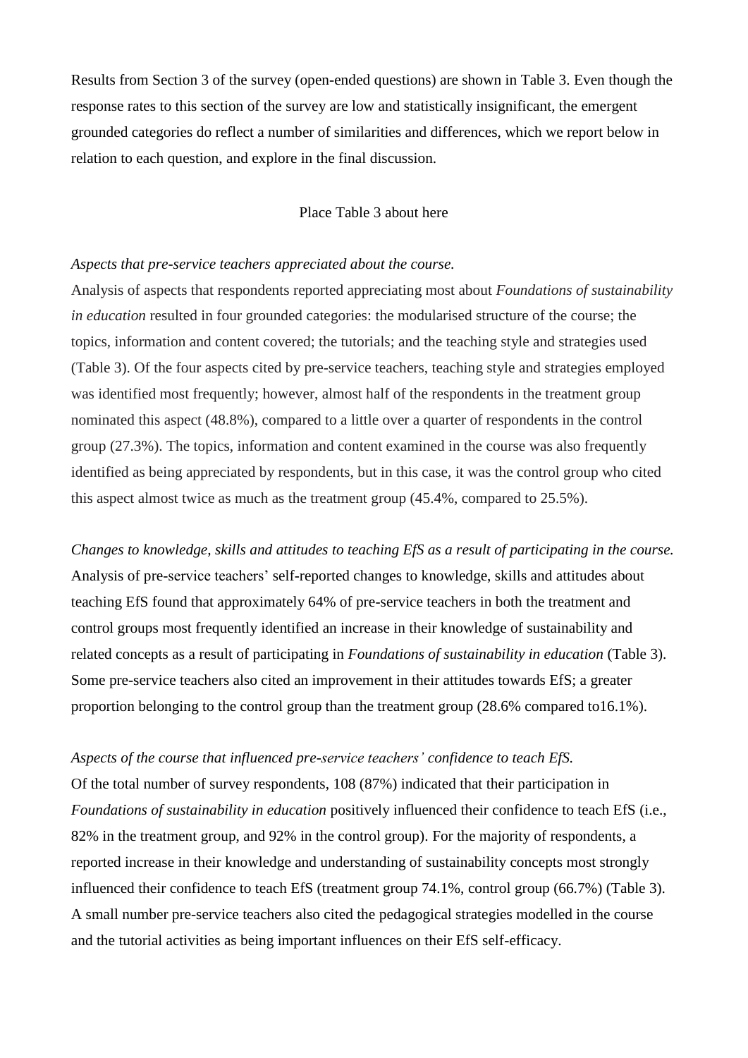Results from Section 3 of the survey (open-ended questions) are shown in Table 3. Even though the response rates to this section of the survey are low and statistically insignificant, the emergent grounded categories do reflect a number of similarities and differences, which we report below in relation to each question, and explore in the final discussion.

Place Table 3 about here

*Aspects that pre-service teachers appreciated about the course.*

Analysis of aspects that respondents reported appreciating most about *Foundations of sustainability in education* resulted in four grounded categories: the modularised structure of the course; the topics, information and content covered; the tutorials; and the teaching style and strategies used (Table 3). Of the four aspects cited by pre-service teachers, teaching style and strategies employed was identified most frequently; however, almost half of the respondents in the treatment group nominated this aspect (48.8%), compared to a little over a quarter of respondents in the control group (27.3%). The topics, information and content examined in the course was also frequently identified as being appreciated by respondents, but in this case, it was the control group who cited this aspect almost twice as much as the treatment group (45.4%, compared to 25.5%).

*Changes to knowledge, skills and attitudes to teaching EfS as a result of participating in the course.*

Analysis of pre-service teachers' self-reported changes to knowledge, skills and attitudes about teaching EfS found that approximately 64% of pre-service teachers in both the treatment and control groups most frequently identified an increase in their knowledge of sustainability and related concepts as a result of participating in *Foundations of sustainability in education* (Table 3). Some pre-service teachers also cited an improvement in their attitudes towards EfS; a greater proportion belonging to the control group than the treatment group (28.6% compared to16.1%).

*Aspects of the course that influenced pre-service teachers' confidence to teach EfS.*

Of the total number of survey respondents, 108 (87%) indicated that their participation in *Foundations of sustainability in education* positively influenced their confidence to teach EfS (i.e., 82% in the treatment group, and 92% in the control group). For the majority of respondents, a reported increase in their knowledge and understanding of sustainability concepts most strongly influenced their confidence to teach EfS (treatment group 74.1%, control group (66.7%) (Table 3). A small number pre-service teachers also cited the pedagogical strategies modelled in the course and the tutorial activities as being important influences on their EfS self-efficacy.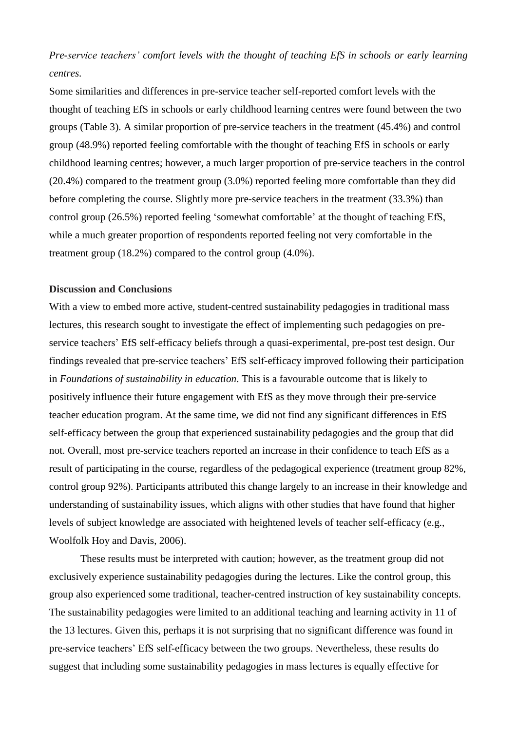*Pre-service teachers' comfort levels with the thought of teaching EfS in schools or early learning centres.*

Some similarities and differences in pre-service teacher self-reported comfort levels with the thought of teaching EfS in schools or early childhood learning centres were found between the two groups (Table 3). A similar proportion of pre-service teachers in the treatment (45.4%) and control group (48.9%) reported feeling comfortable with the thought of teaching EfS in schools or early childhood learning centres; however, a much larger proportion of pre-service teachers in the control (20.4%) compared to the treatment group (3.0%) reported feeling more comfortable than they did before completing the course. Slightly more pre-service teachers in the treatment (33.3%) than control group (26.5%) reported feeling 'somewhat comfortable' at the thought of teaching EfS, while a much greater proportion of respondents reported feeling not very comfortable in the treatment group (18.2%) compared to the control group (4.0%).

## Discussion and Conclusions

With a view to embed more active, student-centred sustainability pedagogies in traditional mass lectures, this research sought to investigate the effect of implementing such pedagogies on pre-service teachers' EfS self-efficacy beliefs through a quasi-experimental, pre-post test design. Our findings revealed that pre-service teachers' EfS self-efficacy improved following their participation in *Foundations of sustainability in education*. This is a favourable outcome that is likely to positively influence their future engagement with EfS as they move through their pre-service teacher education program. At the same time, we did not find any significant differences in EfS self-efficacy between the group that experienced sustainability pedagogies and the group that did not. Overall, most pre-service teachers reported an increase in their confidence to teach EfS as a result of participating in the course, regardless of the pedagogical experience (treatment group 82%, control group 92%). Participants attributed this change largely to an increase in their knowledge and understanding of sustainability issues, which aligns with other studies that have found that higher levels of subject knowledge are associated with heightened levels of teacher self-efficacy (e.g., Woolfolk Hoy and Davis, 2006).

These results must be interpreted with caution; however, as the treatment group did not exclusively experience sustainability pedagogies during the lectures. Like the control group, this group also experienced some traditional, teacher-centred instruction of key sustainability concepts. The sustainability pedagogies were limited to an additional teaching and learning activity in 11 of the 13 lectures. Given this, perhaps it is not surprising that no significant difference was found in pre-service teachers' EfS self-efficacy between the two groups. Nevertheless, these results do suggest that including some sustainability pedagogies in mass lectures is equally effective for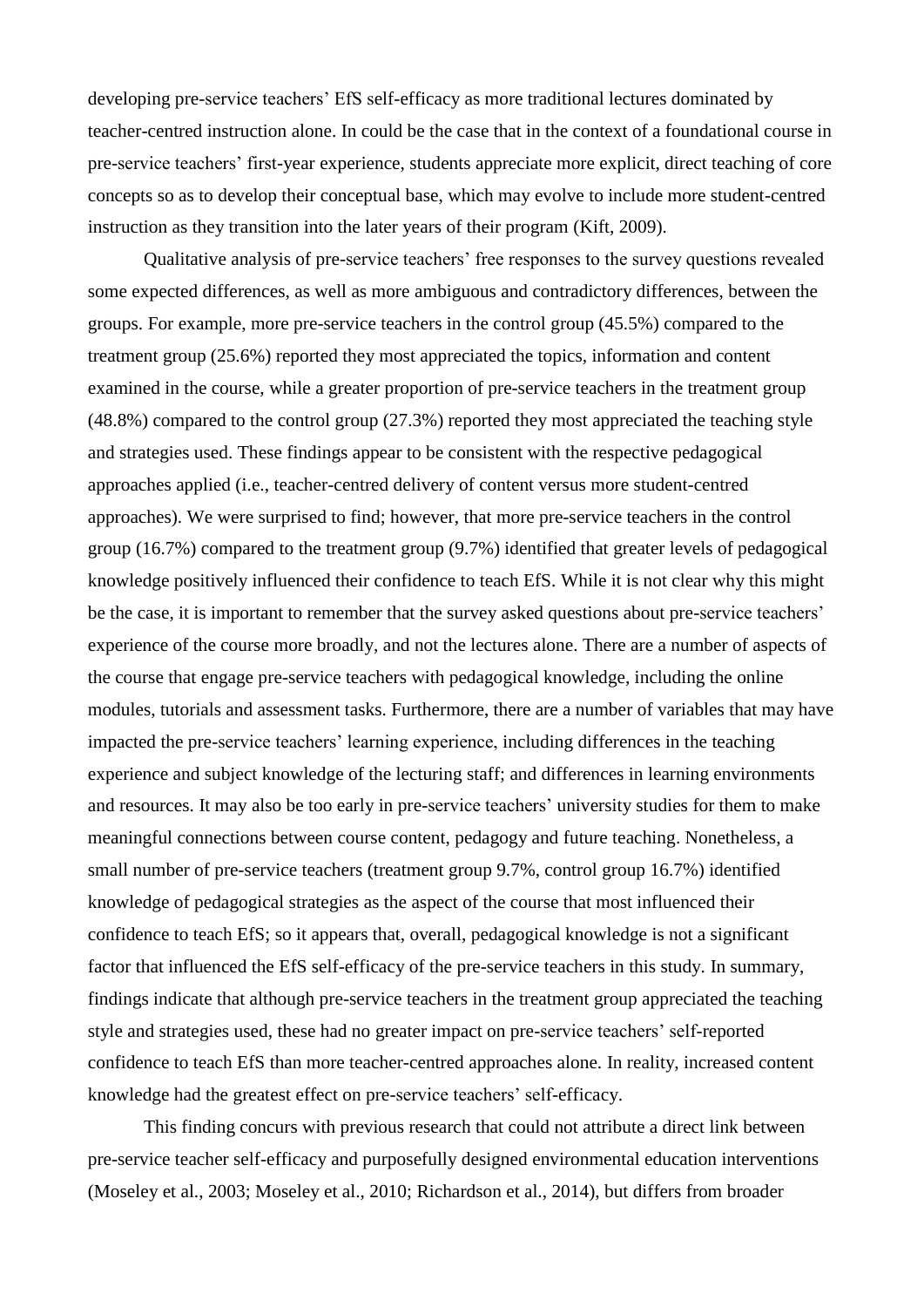developing pre-service teachers' EfS self-efficacy as more traditional lectures dominated by teacher-centred instruction alone. In could be the case that in the context of a foundational course in pre-service teachers' first-year experience, students appreciate more explicit, direct teaching of core concepts so as to develop their conceptual base, which may evolve to include more student-centred instruction as they transition into the later years of their program (Kift, 2009).

Qualitative analysis of pre-service teachers' free responses to the survey questions revealed some expected differences, as well as more ambiguous and contradictory differences, between the groups. For example, more pre-service teachers in the control group (45.5%) compared to the treatment group (25.6%) reported they most appreciated the topics, information and content examined in the course, while a greater proportion of pre-service teachers in the treatment group (48.8%) compared to the control group (27.3%) reported they most appreciated the teaching style and strategies used. These findings appear to be consistent with the respective pedagogical approaches applied (i.e., teacher-centred delivery of content versus more student-centred approaches). We were surprised to find; however, that more pre-service teachers in the control group (16.7%) compared to the treatment group (9.7%) identified that greater levels of pedagogical knowledge positively influenced their confidence to teach EfS. While it is not clear why this might be the case, it is important to remember that the survey asked questions about pre-service teachers' experience of the course more broadly, and not the lectures alone. There are a number of aspects of the course that engage pre-service teachers with pedagogical knowledge, including the online modules, tutorials and assessment tasks. Furthermore, there are a number of variables that may have impacted the pre-service teachers' learning experience, including differences in the teaching experience and subject knowledge of the lecturing staff; and differences in learning environments and resources. It may also be too early in pre-service teachers' university studies for them to make meaningful connections between course content, pedagogy and future teaching. Nonetheless, a small number of pre-service teachers (treatment group 9.7%, control group 16.7%) identified knowledge of pedagogical strategies as the aspect of the course that most influenced their confidence to teach EfS; so it appears that, overall, pedagogical knowledge is not a significant factor that influenced the EfS self-efficacy of the pre-service teachers in this study. In summary, findings indicate that although pre-service teachers in the treatment group appreciated the teaching style and strategies used, these had no greater impact on pre-service teachers' self-reported confidence to teach EfS than more teacher-centred approaches alone. In reality, increased content knowledge had the greatest effect on pre-service teachers' self-efficacy.

This finding concurs with previous research that could not attribute a direct link between pre-service teacher self-efficacy and purposefully designed environmental education interventions (Moseley et al., 2003; Moseley et al., 2010; Richardson et al., 2014), but differs from broader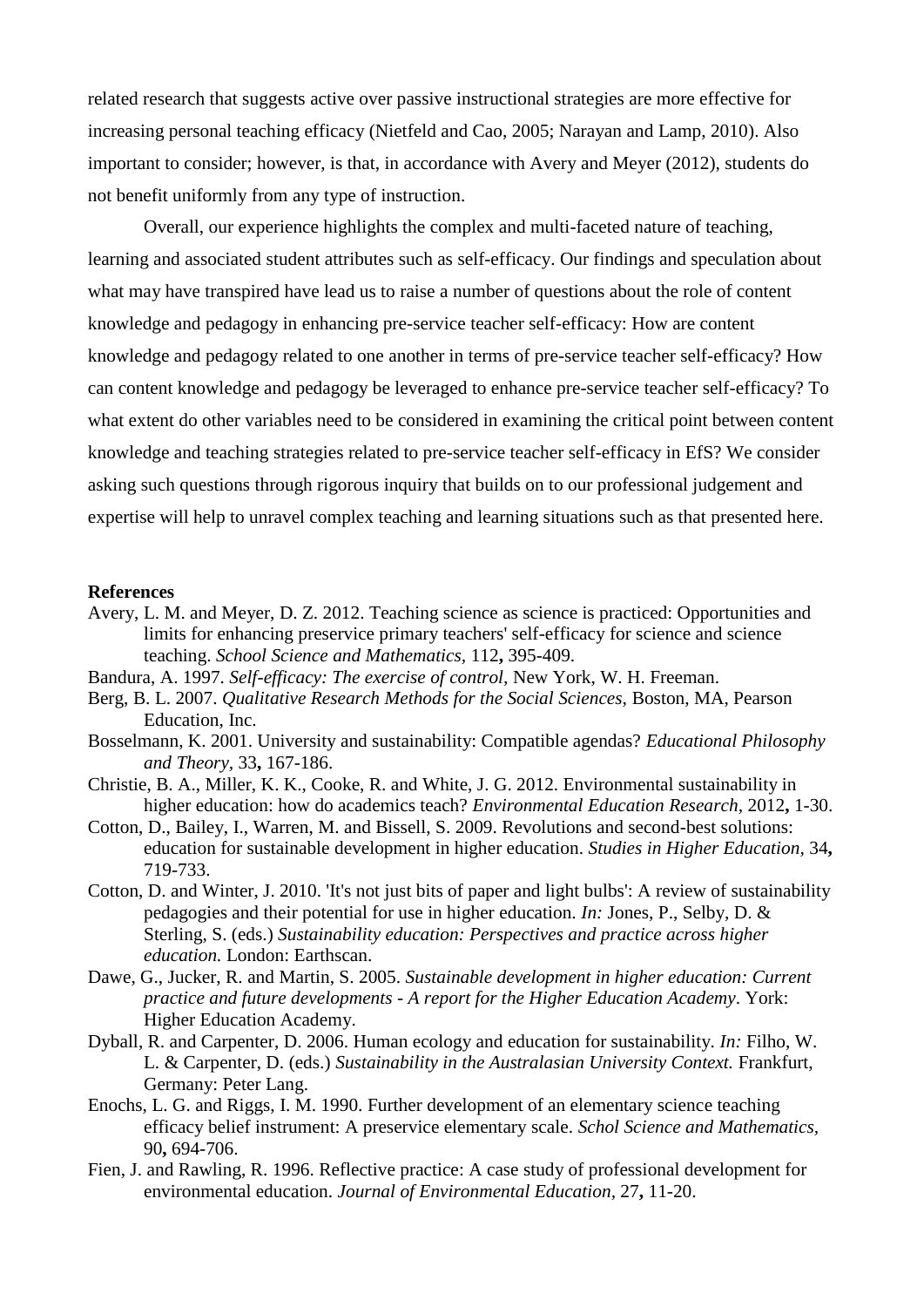related research that suggests active over passive instructional strategies are more effective for increasing personal teaching efficacy (Nietfeld and Cao, 2005; Narayan and Lamp, 2010). Also important to consider; however, is that, in accordance with Avery and Meyer (2012), students do not benefit uniformly from any type of instruction.

Overall, our experience highlights the complex and multi-faceted nature of teaching, learning and associated student attributes such as self-efficacy. Our findings and speculation about what may have transpired have lead us to raise a number of questions about the role of content knowledge and pedagogy in enhancing pre-service teacher self-efficacy: How are content knowledge and pedagogy related to one another in terms of pre-service teacher self-efficacy? How can content knowledge and pedagogy be leveraged to enhance pre-service teacher self-efficacy? To what extent do other variables need to be considered in examining the critical point between content knowledge and teaching strategies related to pre-service teacher self-efficacy in EfS? We consider asking such questions through rigorous inquiry that builds on to our professional judgement and expertise will help to unravel complex teaching and learning situations such as that presented here.

**References**

Avery, L. M. and Meyer, D. Z. 2012. Teaching science as science is practiced: Opportunities and limits for enhancing preservice primary teachers' self-efficacy for science and science teaching. *School Science and Mathematics,* 112**,** 395-409.

Bandura, A. 1997. *Self-efficacy: The exercise of control,* New York, W. H. Freeman.

Berg, B. L. 2007. *Qualitative Research Methods for the Social Sciences,* Boston, MA, Pearson Education, Inc.

Bosselmann, K. 2001. University and sustainability: Compatible agendas? *Educational Philosophy and Theory,* 33**,** 167-186.

Christie, B. A., Miller, K. K., Cooke, R. and White, J. G. 2012. Environmental sustainability in higher education: how do academics teach? *Environmental Education Research,* 2012**,** 1-30.

Cotton, D., Bailey, I., Warren, M. and Bissell, S. 2009. Revolutions and second-best solutions: education for sustainable development in higher education. *Studies in Higher Education,* 34**,** 719-733.

Cotton, D. and Winter, J. 2010. 'It's not just bits of paper and light bulbs': A review of sustainability pedagogies and their potential for use in higher education. *In:* Jones, P., Selby, D. & Sterling, S. (eds.) *Sustainability education: Perspectives and practice across higher education.* London: Earthscan.

Dawe, G., Jucker, R. and Martin, S. 2005. *Sustainable development in higher education: Current practice and future developments - A report for the Higher Education Academy*. York: Higher Education Academy.

Dyball, R. and Carpenter, D. 2006. Human ecology and education for sustainability. *In:* Filho, W. L. & Carpenter, D. (eds.) *Sustainability in the Australasian University Context.* Frankfurt, Germany: Peter Lang.

Enochs, L. G. and Riggs, I. M. 1990. Further development of an elementary science teaching efficacy belief instrument: A preservice elementary scale. *Schol Science and Mathematics,* 90**,** 694-706.

Fien, J. and Rawling, R. 1996. Reflective practice: A case study of professional development for environmental education. *Journal of Environmental Education,* 27**,** 11-20.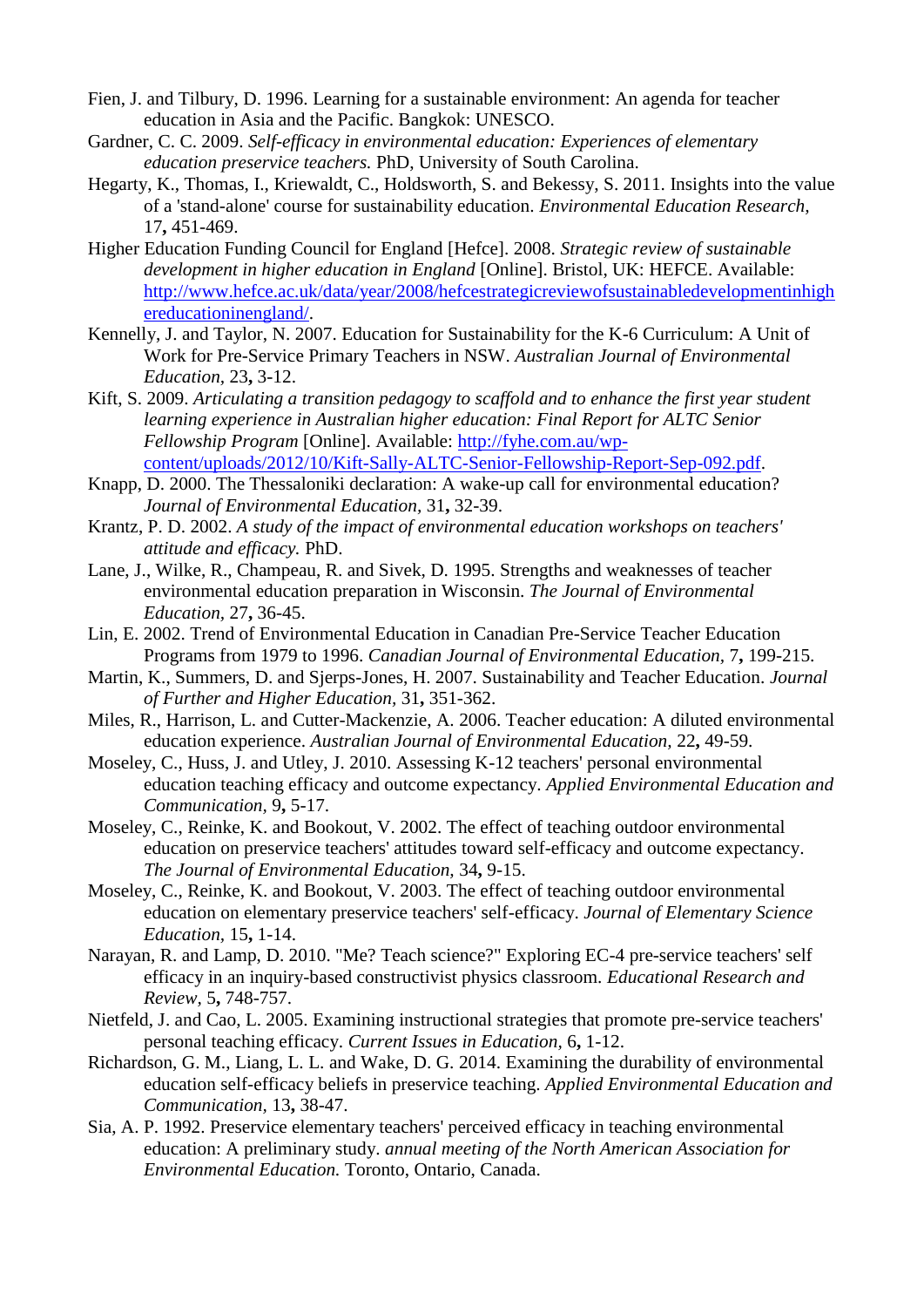Fien, J. and Tilbury, D. 1996. Learning for a sustainable environment: An agenda for teacher education in Asia and the Pacific. Bangkok: UNESCO.

Gardner, C. C. 2009. *Self-efficacy in environmental education: Experiences of elementary education preservice teachers.* PhD, University of South Carolina.

Hegarty, K., Thomas, I., Kriewaldt, C., Holdsworth, S. and Bekessy, S. 2011. Insights into the value of a 'stand-alone' course for sustainability education. *Environmental Education Research,* 17**,** 451-469.

Higher Education Funding Council for England [Hefce]. 2008. *Strategic review of sustainable development in higher education in England* [Online]. Bristol, UK: HEFCE. Available: [http://www.hefce.ac.uk/data/year/2008/hefcestrategicreviewofsustainabledevelopmentinhighereducationinengland/](http://www.hefce.ac.uk/data/year/2008/hefcestrategicreviewofsustainabledevelopmentinhighereducationinengland/).

Kennelly, J. and Taylor, N. 2007. Education for Sustainability for the K-6 Curriculum: A Unit of Work for Pre-Service Primary Teachers in NSW. *Australian Journal of Environmental Education,* 23**,** 3-12.

Kift, S. 2009. *Articulating a transition pedagogy to scaffold and to enhance the first year student learning experience in Australian higher education: Final Report for ALTC Senior Fellowship Program* [Online]. Available: [http://fyhe.com.au/wp-content/uploads/2012/10/Kift-Sally-ALTC-Senior-Fellowship-Report-Sep-092.pdf](http://fyhe.com.au/wp-content/uploads/2012/10/Kift-Sally-ALTC-Senior-Fellowship-Report-Sep-092.pdf).

Knapp, D. 2000. The Thessaloniki declaration: A wake-up call for environmental education? *Journal of Environmental Education,* 31**,** 32-39.

Krantz, P. D. 2002. *A study of the impact of environmental education workshops on teachers' attitude and efficacy.* PhD.

Lane, J., Wilke, R., Champeau, R. and Sivek, D. 1995. Strengths and weaknesses of teacher environmental education preparation in Wisconsin. *The Journal of Environmental Education,* 27**,** 36-45.

Lin, E. 2002. Trend of Environmental Education in Canadian Pre-Service Teacher Education Programs from 1979 to 1996. *Canadian Journal of Environmental Education,* 7**,** 199-215.

Martin, K., Summers, D. and Sjerps-Jones, H. 2007. Sustainability and Teacher Education. *Journal of Further and Higher Education,* 31**,** 351-362.

Miles, R., Harrison, L. and Cutter-Mackenzie, A. 2006. Teacher education: A diluted environmental education experience. *Australian Journal of Environmental Education,* 22**,** 49-59.

Moseley, C., Huss, J. and Utley, J. 2010. Assessing K-12 teachers' personal environmental education teaching efficacy and outcome expectancy. *Applied Environmental Education and Communication,* 9**,** 5-17.

Moseley, C., Reinke, K. and Bookout, V. 2002. The effect of teaching outdoor environmental education on preservice teachers' attitudes toward self-efficacy and outcome expectancy. *The Journal of Environmental Education,* 34**,** 9-15.

Moseley, C., Reinke, K. and Bookout, V. 2003. The effect of teaching outdoor environmental education on elementary preservice teachers' self-efficacy. *Journal of Elementary Science Education,* 15**,** 1-14.

Narayan, R. and Lamp, D. 2010. "Me? Teach science?" Exploring EC-4 pre-service teachers' self efficacy in an inquiry-based constructivist physics classroom. *Educational Research and Review,* 5**,** 748-757.

Nietfeld, J. and Cao, L. 2005. Examining instructional strategies that promote pre-service teachers' personal teaching efficacy. *Current Issues in Education,* 6**,** 1-12.

Richardson, G. M., Liang, L. L. and Wake, D. G. 2014. Examining the durability of environmental education self-efficacy beliefs in preservice teaching. *Applied Environmental Education and Communication,* 13**,** 38-47.

Sia, A. P. 1992. Preservice elementary teachers' perceived efficacy in teaching environmental education: A preliminary study. *annual meeting of the North American Association for Environmental Education.* Toronto, Ontario, Canada.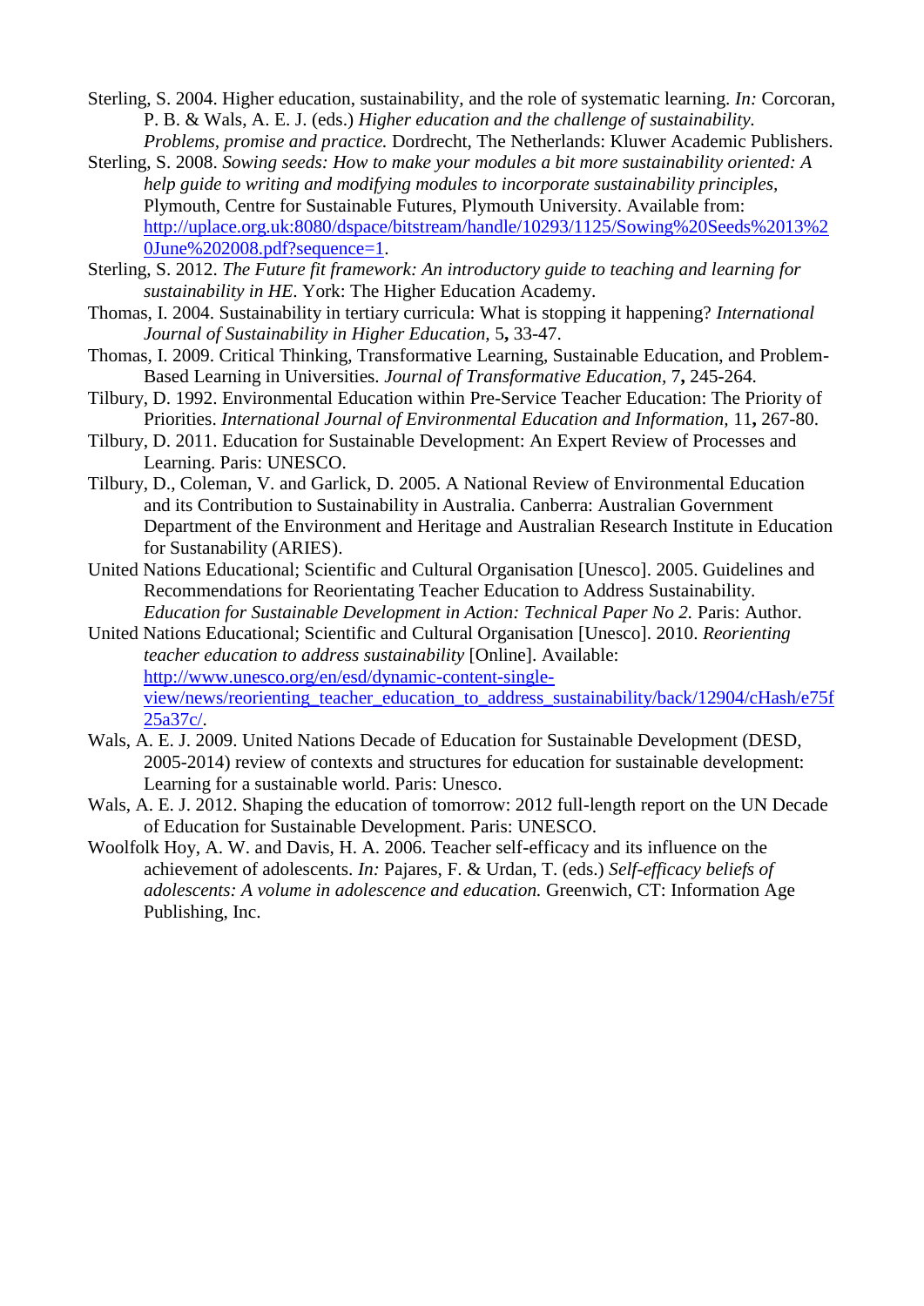Sterling, S. 2004. Higher education, sustainability, and the role of systematic learning. *In:* Corcoran, P. B. & Wals, A. E. J. (eds.) *Higher education and the challenge of sustainability. Problems, promise and practice.* Dordrecht, The Netherlands: Kluwer Academic Publishers.

Sterling, S. 2008. *Sowing seeds: How to make your modules a bit more sustainability oriented: A help guide to writing and modifying modules to incorporate sustainability principles,* Plymouth, Centre for Sustainable Futures, Plymouth University. Available from: [http://uplace.org.uk:8080/dspace/bitstream/handle/10293/1125/Sowing%20Seeds%2013%20June%202008.pdf?sequence=1](http://uplace.org.uk:8080/dspace/bitstream/handle/10293/1125/Sowing%20Seeds%2013%20June%202008.pdf?sequence=1).

Sterling, S. 2012. *The Future fit framework: An introductory guide to teaching and learning for sustainability in HE.* York: The Higher Education Academy.

Thomas, I. 2004. Sustainability in tertiary curricula: What is stopping it happening? *International Journal of Sustainability in Higher Education,* 5**,** 33-47.

Thomas, I. 2009. Critical Thinking, Transformative Learning, Sustainable Education, and Problem-Based Learning in Universities. *Journal of Transformative Education,* 7**,** 245-264.

Tilbury, D. 1992. Environmental Education within Pre-Service Teacher Education: The Priority of Priorities. *International Journal of Environmental Education and Information,* 11**,** 267-80.

Tilbury, D. 2011. Education for Sustainable Development: An Expert Review of Processes and Learning. Paris: UNESCO.

Tilbury, D., Coleman, V. and Garlick, D. 2005. A National Review of Environmental Education and its Contribution to Sustainability in Australia. Canberra: Australian Government Department of the Environment and Heritage and Australian Research Institute in Education for Sustanability (ARIES).

United Nations Educational; Scientific and Cultural Organisation [Unesco]. 2005. Guidelines and Recommendations for Reorientating Teacher Education to Address Sustainability. *Education for Sustainable Development in Action: Technical Paper No 2.* Paris: Author.

United Nations Educational; Scientific and Cultural Organisation [Unesco]. 2010. *Reorienting teacher education to address sustainability* [Online]. Available: [http://www.unesco.org/en/esd/dynamic-content-single-view/news/reorienting_teacher_education_to_address_sustainability/back/12904/cHash/e75f25a37c/](http://www.unesco.org/en/esd/dynamic-content-single-view/news/reorienting_teacher_education_to_address_sustainability/back/12904/cHash/e75f25a37c/).

Wals, A. E. J. 2009. United Nations Decade of Education for Sustainable Development (DESD, 2005-2014) review of contexts and structures for education for sustainable development: Learning for a sustainable world. Paris: Unesco.

Wals, A. E. J. 2012. Shaping the education of tomorrow: 2012 full-length report on the UN Decade of Education for Sustainable Development. Paris: UNESCO.

Woolfolk Hoy, A. W. and Davis, H. A. 2006. Teacher self-efficacy and its influence on the achievement of adolescents. *In:* Pajares, F. & Urdan, T. (eds.) *Self-efficacy beliefs of adolescents: A volume in adolescence and education.* Greenwich, CT: Information Age Publishing, Inc.